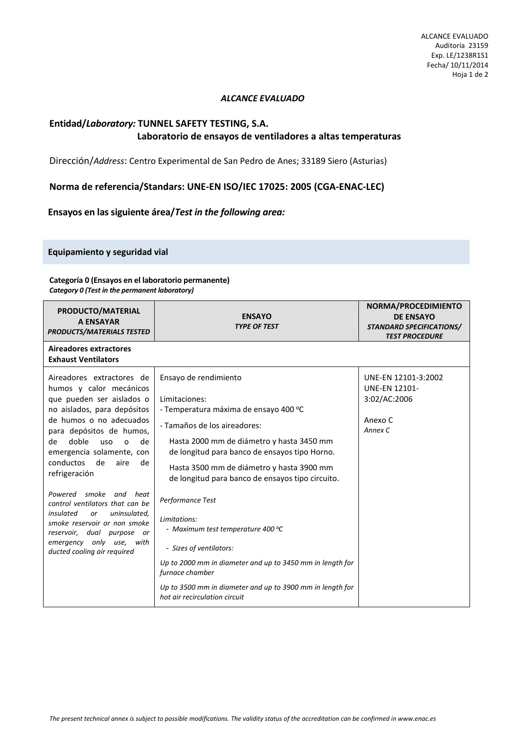ALCANCE EVALUADO
Auditoría 23159
Exp. LE/1238R1S1
Fecha/ 10/11/2014

## *ALCANCE EVALUADO*

**Entidad/*Laboratory:* TUNNEL SAFETY TESTING, S.A.**
**Laboratorio de ensayos de ventiladores a altas temperaturas**

Dirección/*Address*: Centro Experimental de San Pedro de Anes; 33189 Siero (Asturias)

**Norma de referencia/Standars: UNE-EN ISO/IEC 17025: 2005 (CGA-ENAC-LEC)**

**Ensayos en las siguiente área/*Test in the following area:***

### Equipamiento y seguridad vial

**Categoría 0 (Ensayos en el laboratorio permanente)**
***Category 0 (Test in the permanent laboratory)***

| PRODUCTO/MATERIAL A ENSAYAR *PRODUCTS/MATERIALS TESTED* | ENSAYO *TYPE OF TEST* | NORMA/PROCEDIMIENTO DE ENSAYO *STANDARD SPECIFICATIONS/ TEST PROCEDURE* |
|---|---|---|
| **Aireadores extractores Exhaust Ventilators** | | |
| Aireadores extractores de humos y calor mecánicos que pueden ser aislados o no aislados, para depósitos de humos o no adecuados para depósitos de humos, de doble uso o de emergencia solamente, con conductos de aire de refrigeración<br><br>*Powered smoke and heat control ventilators that can be insulated or uninsulated, smoke reservoir or non smoke reservoir, dual purpose or emergency only use, with ducted cooling air required* | Ensayo de rendimiento<br><br>Limitaciones:<br>- Temperatura máxima de ensayo 400 ºC<br>- Tamaños de los aireadores:<br>Hasta 2000 mm de diámetro y hasta 3450 mm de longitud para banco de ensayos tipo Horno.<br>Hasta 3500 mm de diámetro y hasta 3900 mm de longitud para banco de ensayos tipo circuito.<br><br>*Performance Test*<br><br>*Limitations:*<br>*- Maximum test temperature 400 ºC*<br>*- Sizes of ventilators:*<br>*Up to 2000 mm in diameter and up to 3450 mm in length for furnace chamber*<br>*Up to 3500 mm in diameter and up to 3900 mm in length for hot air recirculation circuit* | UNE-EN 12101-3:2002<br>UNE-EN 12101-3:02/AC:2006<br><br>Anexo C<br>*Annex C* |

*The present technical annex is subject to possible modifications. The validity status of the accreditation can be confirmed in www.enac.es*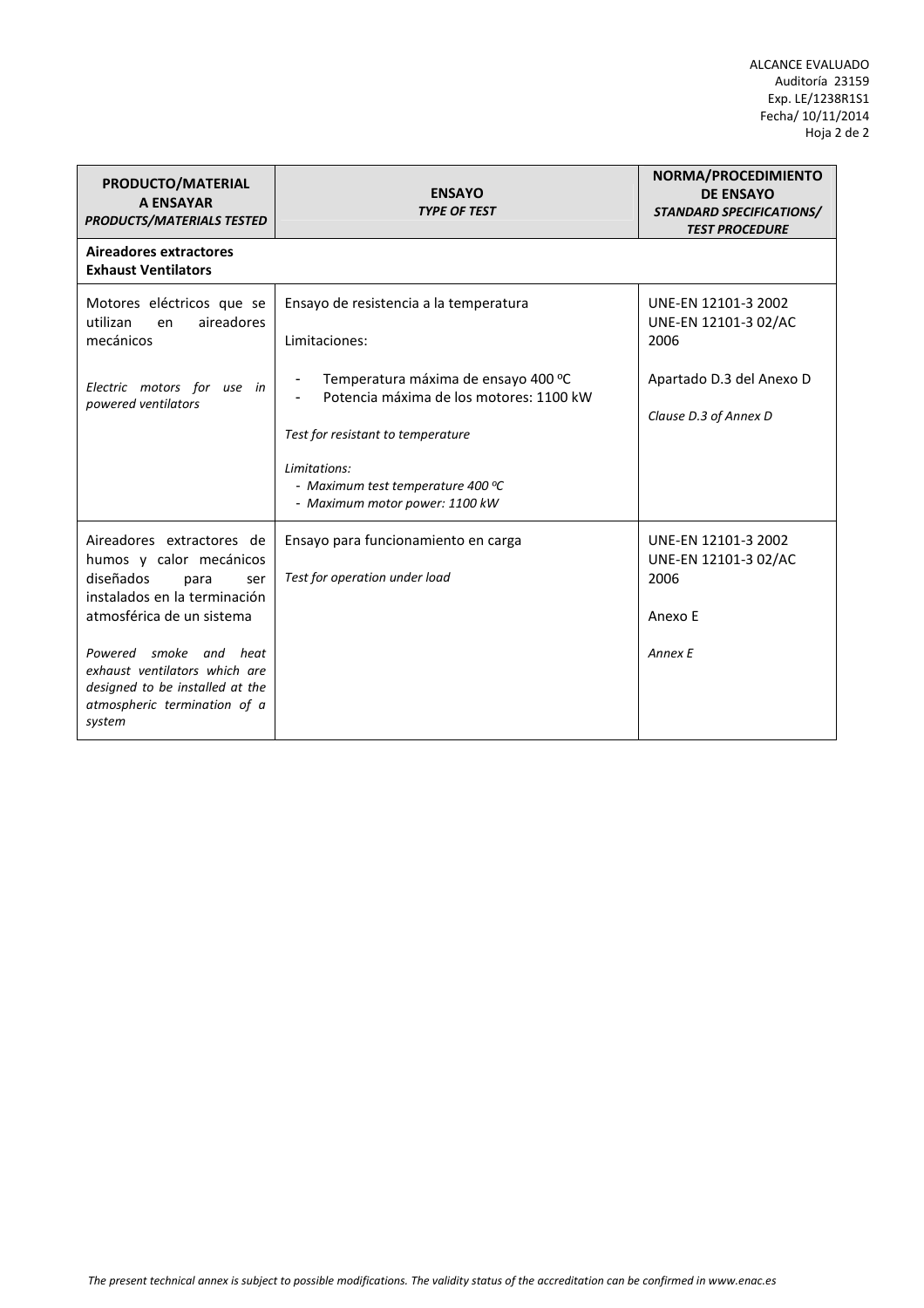ALCANCE EVALUADO
Auditoría 23159
Exp. LE/1238R1S1
Fecha/ 10/11/2014

| **PRODUCTO/MATERIAL A ENSAYAR** *PRODUCTS/MATERIALS TESTED* | **ENSAYO** *TYPE OF TEST* | **NORMA/PROCEDIMIENTO DE ENSAYO** *STANDARD SPECIFICATIONS/ TEST PROCEDURE* |
|---|---|---|
| **Aireadores extractores** **Exhaust Ventilators** | | |
| Motores eléctricos que se utilizan en aireadores mecánicos<br><br>*Electric motors for use in powered ventilators* | Ensayo de resistencia a la temperatura<br><br>Limitaciones:<br>- Temperatura máxima de ensayo 400 ºC<br>- Potencia máxima de los motores: 1100 kW<br><br>*Test for resistant to temperature*<br><br>*Limitations:*<br>*- Maximum test temperature 400 ºC*<br>*- Maximum motor power: 1100 kW* | UNE-EN 12101-3 2002<br>UNE-EN 12101-3 02/AC 2006<br><br>Apartado D.3 del Anexo D<br><br>*Clause D.3 of Annex D* |
| Aireadores extractores de humos y calor mecánicos diseñados para ser instalados en la terminación atmosférica de un sistema<br><br>*Powered smoke and heat exhaust ventilators which are designed to be installed at the atmospheric termination of a system* | Ensayo para funcionamiento en carga<br><br>*Test for operation under load* | UNE-EN 12101-3 2002<br>UNE-EN 12101-3 02/AC 2006<br><br>Anexo E<br><br>*Annex E* |

*The present technical annex is subject to possible modifications. The validity status of the accreditation can be confirmed in www.enac.es*